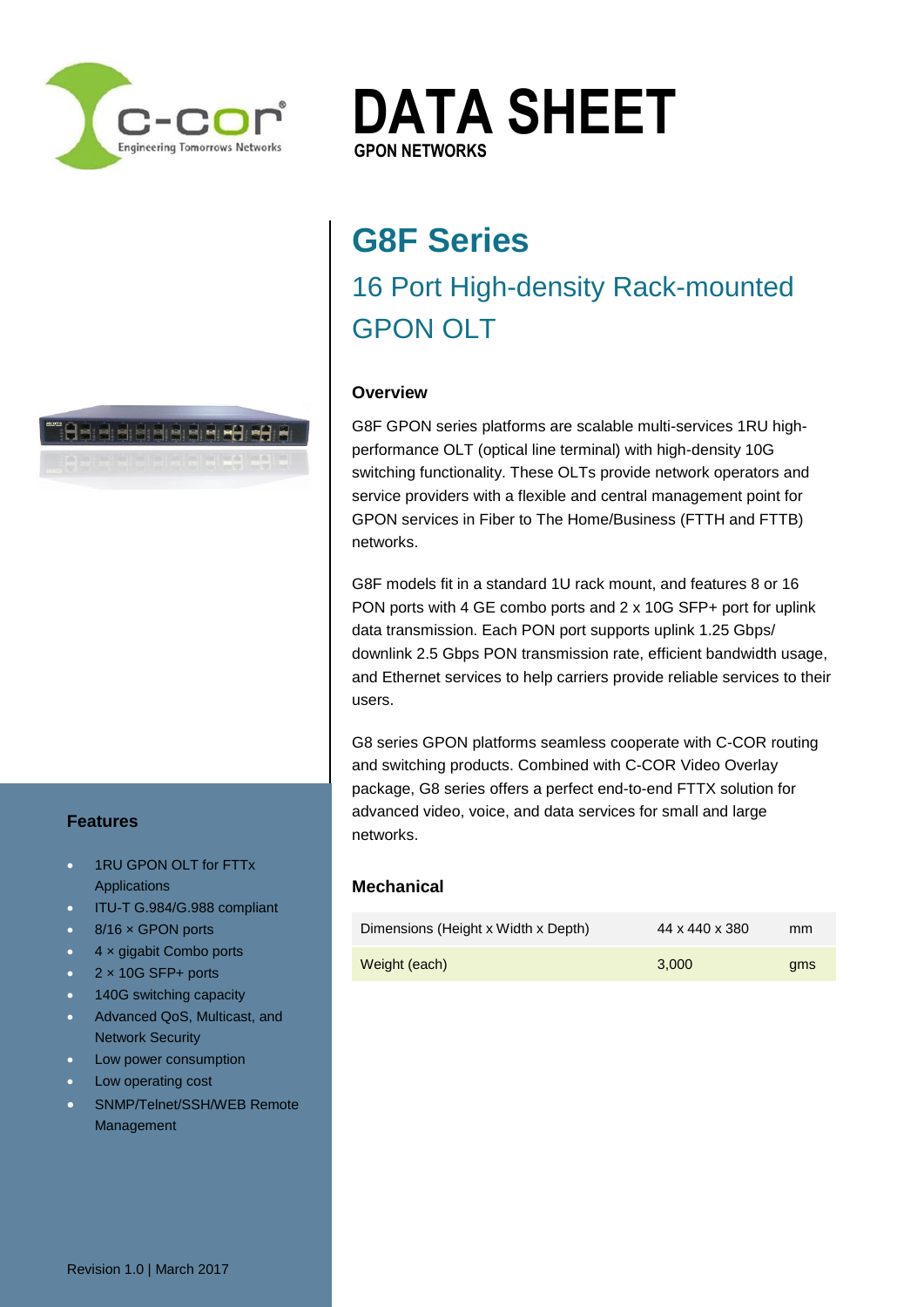# DATA SHEET

GPON NETWORKS

## G8F Series

### 16 Port High-density Rack-mounted GPON OLT

#### Overview

G8F GPON series platforms are scalable multi-services 1RU high-performance OLT (optical line terminal) with high-density 10G switching functionality. These OLTs provide network operators and service providers with a flexible and central management point for GPON services in Fiber to The Home/Business (FTTH and FTTB) networks.

G8F models fit in a standard 1U rack mount, and features 8 or 16 PON ports with 4 GE combo ports and 2 x 10G SFP+ port for uplink data transmission. Each PON port supports uplink 1.25 Gbps/ downlink 2.5 Gbps PON transmission rate, efficient bandwidth usage, and Ethernet services to help carriers provide reliable services to their users.

G8 series GPON platforms seamless cooperate with C-COR routing and switching products. Combined with C-COR Video Overlay package, G8 series offers a perfect end-to-end FTTX solution for advanced video, voice, and data services for small and large networks.

#### Mechanical

| | | |
|---|---|---|
| Dimensions (Height x Width x Depth) | 44 x 440 x 380 | mm |
| Weight (each) | 3,000 | gms |

#### Features

- 1RU GPON OLT for FTTx Applications
- ITU-T G.984/G.988 compliant
- 8/16 × GPON ports
- 4 × gigabit Combo ports
- 2 × 10G SFP+ ports
- 140G switching capacity
- Advanced QoS, Multicast, and Network Security
- Low power consumption
- Low operating cost
- SNMP/Telnet/SSH/WEB Remote Management

Revision 1.0 | March 2017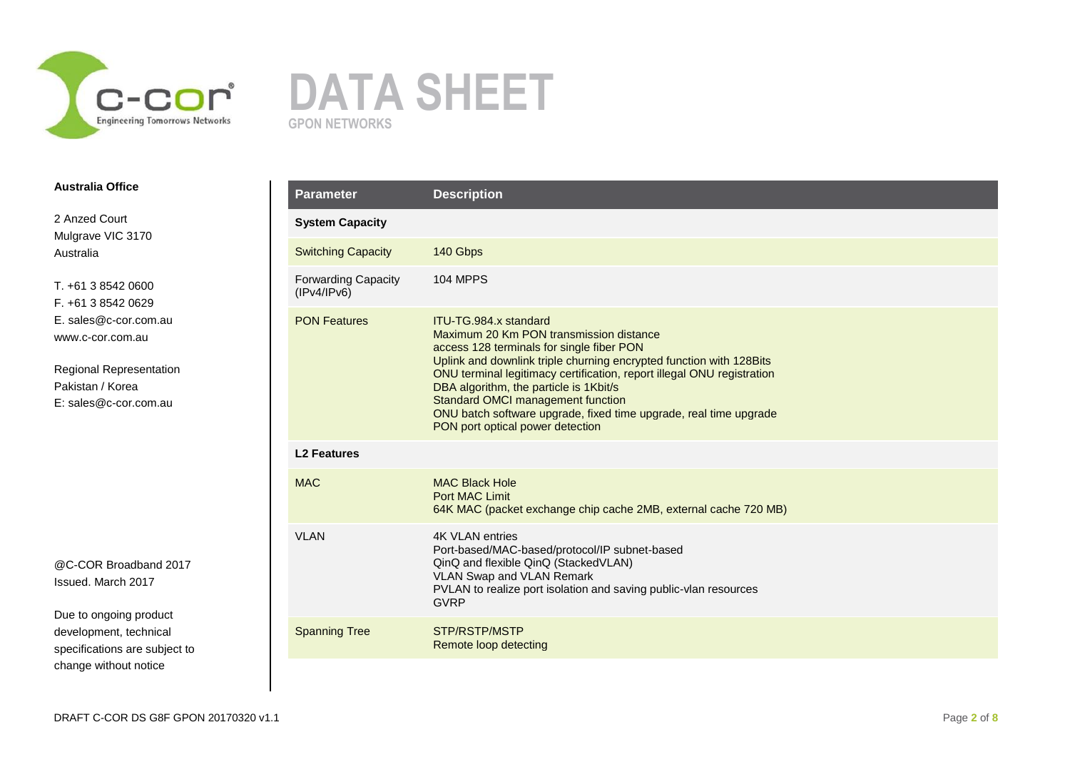# DATA SHEET

GPON NETWORKS

**Australia Office**

2 Anzed Court
Mulgrave VIC 3170
Australia

T. +61 3 8542 0600
F. +61 3 8542 0629
E. sales@c-cor.com.au
www.c-cor.com.au

Regional Representation
Pakistan / Korea
E: sales@c-cor.com.au

@C-COR Broadband 2017
Issued. March 2017

Due to ongoing product development, technical specifications are subject to change without notice

| Parameter | Description |
|---|---|
| **System Capacity** | |
| Switching Capacity | 140 Gbps |
| Forwarding Capacity (IPv4/IPv6) | 104 MPPS |
| PON Features | ITU-TG.984.x standard<br>Maximum 20 Km PON transmission distance<br>access 128 terminals for single fiber PON<br>Uplink and downlink triple churning encrypted function with 128Bits<br>ONU terminal legitimacy certification, report illegal ONU registration<br>DBA algorithm, the particle is 1Kbit/s<br>Standard OMCI management function<br>ONU batch software upgrade, fixed time upgrade, real time upgrade<br>PON port optical power detection |
| **L2 Features** | |
| MAC | MAC Black Hole<br>Port MAC Limit<br>64K MAC (packet exchange chip cache 2MB, external cache 720 MB) |
| VLAN | 4K VLAN entries<br>Port-based/MAC-based/protocol/IP subnet-based<br>QinQ and flexible QinQ (StackedVLAN)<br>VLAN Swap and VLAN Remark<br>PVLAN to realize port isolation and saving public-vlan resources<br>GVRP |
| Spanning Tree | STP/RSTP/MSTP<br>Remote loop detecting |

DRAFT C-COR DS G8F GPON 20170320 v1.1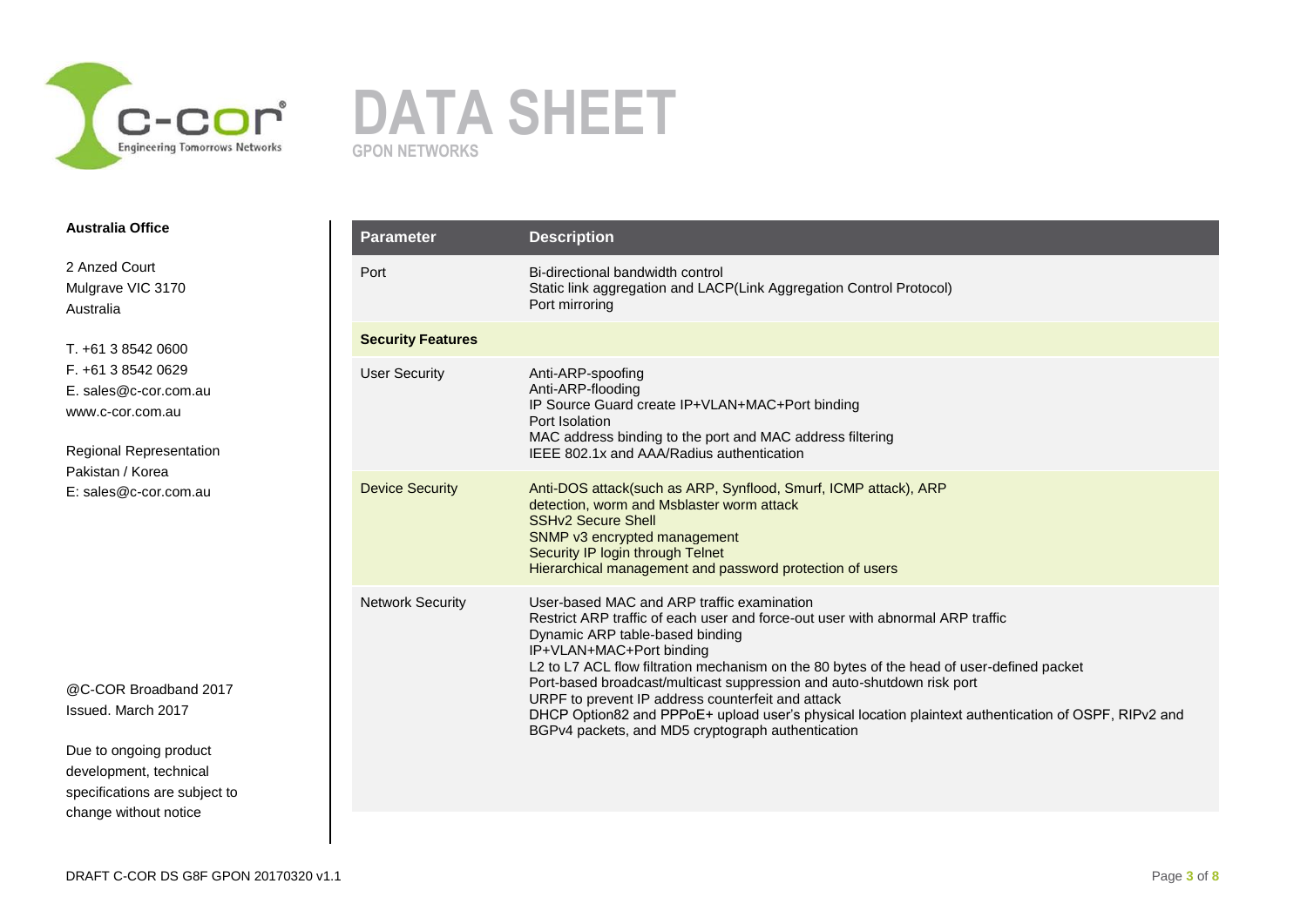**Australia Office**

2 Anzed Court
Mulgrave VIC 3170
Australia

T. +61 3 8542 0600
F. +61 3 8542 0629
E. sales@c-cor.com.au
www.c-cor.com.au

Regional Representation
Pakistan / Korea
E: sales@c-cor.com.au

@C-COR Broadband 2017
Issued. March 2017

Due to ongoing product development, technical specifications are subject to change without notice

| Parameter | Description |
|---|---|
| Port | Bi-directional bandwidth control<br>Static link aggregation and LACP(Link Aggregation Control Protocol)<br>Port mirroring |
| **Security Features** | |
| User Security | Anti-ARP-spoofing<br>Anti-ARP-flooding<br>IP Source Guard create IP+VLAN+MAC+Port binding<br>Port Isolation<br>MAC address binding to the port and MAC address filtering<br>IEEE 802.1x and AAA/Radius authentication |
| Device Security | Anti-DOS attack(such as ARP, Synflood, Smurf, ICMP attack), ARP detection, worm and Msblaster worm attack<br>SSHv2 Secure Shell<br>SNMP v3 encrypted management<br>Security IP login through Telnet<br>Hierarchical management and password protection of users |
| Network Security | User-based MAC and ARP traffic examination<br>Restrict ARP traffic of each user and force-out user with abnormal ARP traffic<br>Dynamic ARP table-based binding<br>IP+VLAN+MAC+Port binding<br>L2 to L7 ACL flow filtration mechanism on the 80 bytes of the head of user-defined packet<br>Port-based broadcast/multicast suppression and auto-shutdown risk port<br>URPF to prevent IP address counterfeit and attack<br>DHCP Option82 and PPPoE+ upload user's physical location plaintext authentication of OSPF, RIPv2 and BGPv4 packets, and MD5 cryptograph authentication |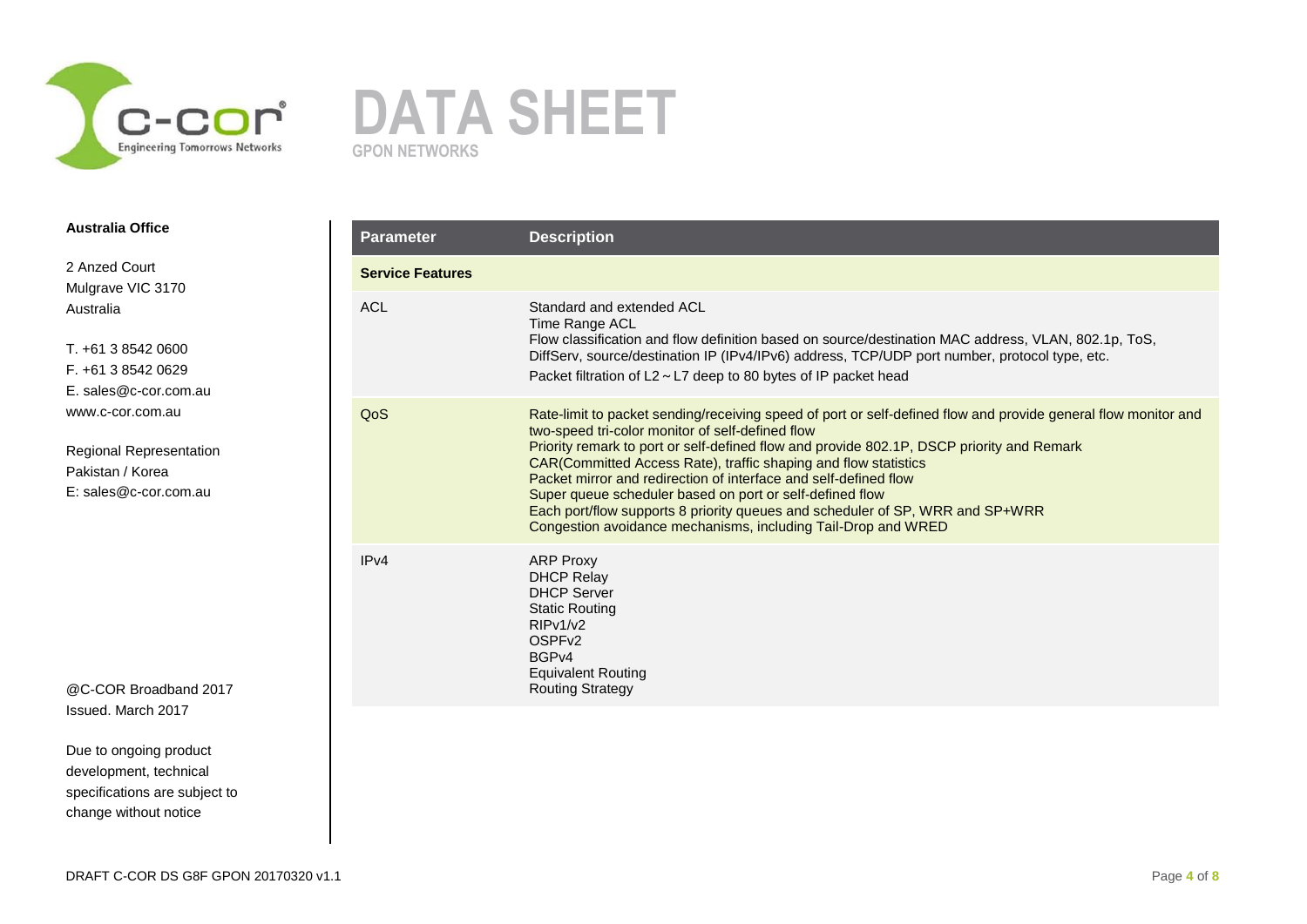**Australia Office**

2 Anzed Court
Mulgrave VIC 3170
Australia

T. +61 3 8542 0600
F. +61 3 8542 0629
E. sales@c-cor.com.au
www.c-cor.com.au

Regional Representation
Pakistan / Korea
E: sales@c-cor.com.au

@C-COR Broadband 2017
Issued. March 2017

Due to ongoing product development, technical specifications are subject to change without notice

| Parameter | Description |
| --- | --- |
| **Service Features** | |
| ACL | Standard and extended ACL<br>Time Range ACL<br>Flow classification and flow definition based on source/destination MAC address, VLAN, 802.1p, ToS, DiffServ, source/destination IP (IPv4/IPv6) address, TCP/UDP port number, protocol type, etc.<br>Packet filtration of L2 ~ L7 deep to 80 bytes of IP packet head |
| QoS | Rate-limit to packet sending/receiving speed of port or self-defined flow and provide general flow monitor and two-speed tri-color monitor of self-defined flow<br>Priority remark to port or self-defined flow and provide 802.1P, DSCP priority and Remark<br>CAR(Committed Access Rate), traffic shaping and flow statistics<br>Packet mirror and redirection of interface and self-defined flow<br>Super queue scheduler based on port or self-defined flow<br>Each port/flow supports 8 priority queues and scheduler of SP, WRR and SP+WRR<br>Congestion avoidance mechanisms, including Tail-Drop and WRED |
| IPv4 | ARP Proxy<br>DHCP Relay<br>DHCP Server<br>Static Routing<br>RIPv1/v2<br>OSPFv2<br>BGPv4<br>Equivalent Routing<br>Routing Strategy |

DRAFT C-COR DS G8F GPON 20170320 v1.1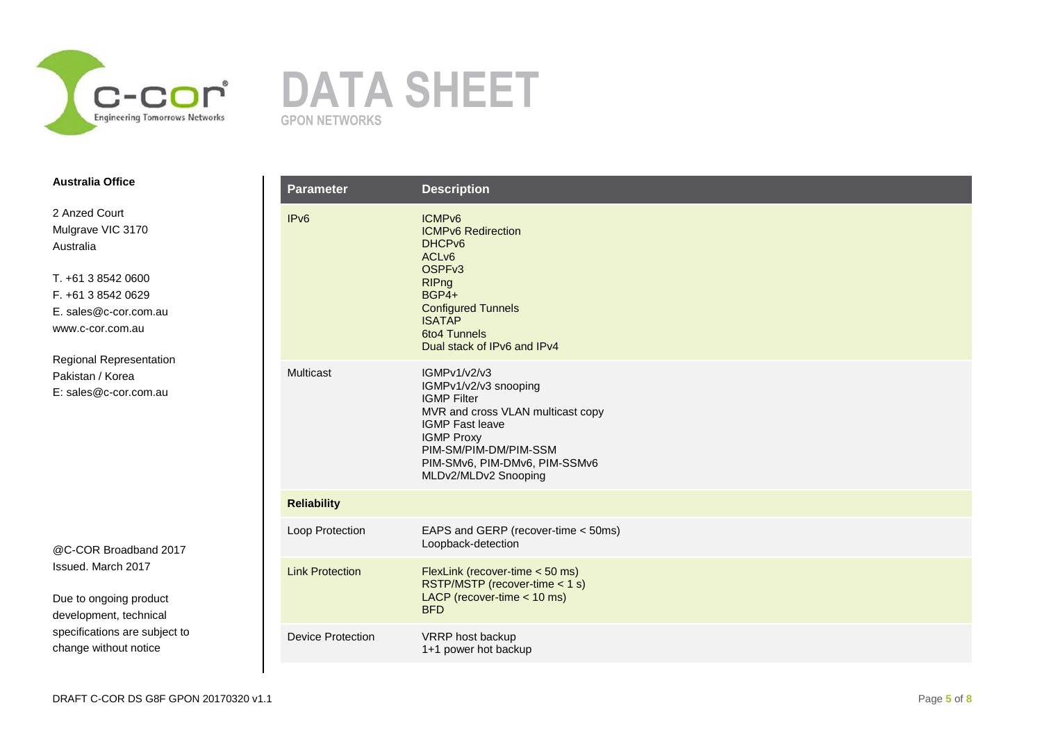# DATA SHEET

GPON NETWORKS

**Australia Office**

2 Anzed Court
Mulgrave VIC 3170
Australia

T. +61 3 8542 0600
F. +61 3 8542 0629
E. sales@c-cor.com.au
www.c-cor.com.au

Regional Representation
Pakistan / Korea
E: sales@c-cor.com.au

@C-COR Broadband 2017
Issued. March 2017

Due to ongoing product development, technical specifications are subject to change without notice

| Parameter | Description |
| --- | --- |
| IPv6 | ICMPv6<br>ICMPv6 Redirection<br>DHCPv6<br>ACLv6<br>OSPFv3<br>RIPng<br>BGP4+<br>Configured Tunnels<br>ISATAP<br>6to4 Tunnels<br>Dual stack of IPv6 and IPv4 |
| Multicast | IGMPv1/v2/v3<br>IGMPv1/v2/v3 snooping<br>IGMP Filter<br>MVR and cross VLAN multicast copy<br>IGMP Fast leave<br>IGMP Proxy<br>PIM-SM/PIM-DM/PIM-SSM<br>PIM-SMv6, PIM-DMv6, PIM-SSMv6<br>MLDv2/MLDv2 Snooping |
| **Reliability** | |
| Loop Protection | EAPS and GERP (recover-time < 50ms)<br>Loopback-detection |
| Link Protection | FlexLink (recover-time < 50 ms)<br>RSTP/MSTP (recover-time < 1 s)<br>LACP (recover-time < 10 ms)<br>BFD |
| Device Protection | VRRP host backup<br>1+1 power hot backup |

DRAFT C-COR DS G8F GPON 20170320 v1.1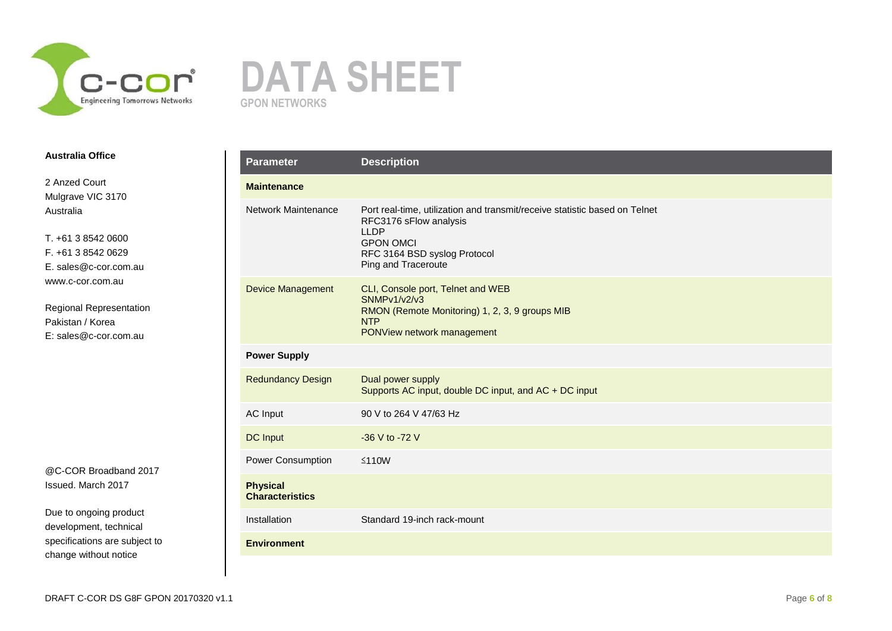# DATA SHEET

GPON NETWORKS

**Australia Office**

2 Anzed Court
Mulgrave VIC 3170
Australia

T. +61 3 8542 0600
F. +61 3 8542 0629
E. sales@c-cor.com.au
www.c-cor.com.au

Regional Representation
Pakistan / Korea
E: sales@c-cor.com.au

@C-COR Broadband 2017
Issued. March 2017

Due to ongoing product development, technical specifications are subject to change without notice

| Parameter | Description |
|---|---|
| **Maintenance** | |
| Network Maintenance | Port real-time, utilization and transmit/receive statistic based on Telnet<br>RFC3176 sFlow analysis<br>LLDP<br>GPON OMCI<br>RFC 3164 BSD syslog Protocol<br>Ping and Traceroute |
| Device Management | CLI, Console port, Telnet and WEB<br>SNMPv1/v2/v3<br>RMON (Remote Monitoring) 1, 2, 3, 9 groups MIB<br>NTP<br>PONView network management |
| **Power Supply** | |
| Redundancy Design | Dual power supply<br>Supports AC input, double DC input, and AC + DC input |
| AC Input | 90 V to 264 V 47/63 Hz |
| DC Input | -36 V to -72 V |
| Power Consumption | ≤110W |
| **Physical Characteristics** | |
| Installation | Standard 19-inch rack-mount |
| **Environment** | |

DRAFT C-COR DS G8F GPON 20170320 v1.1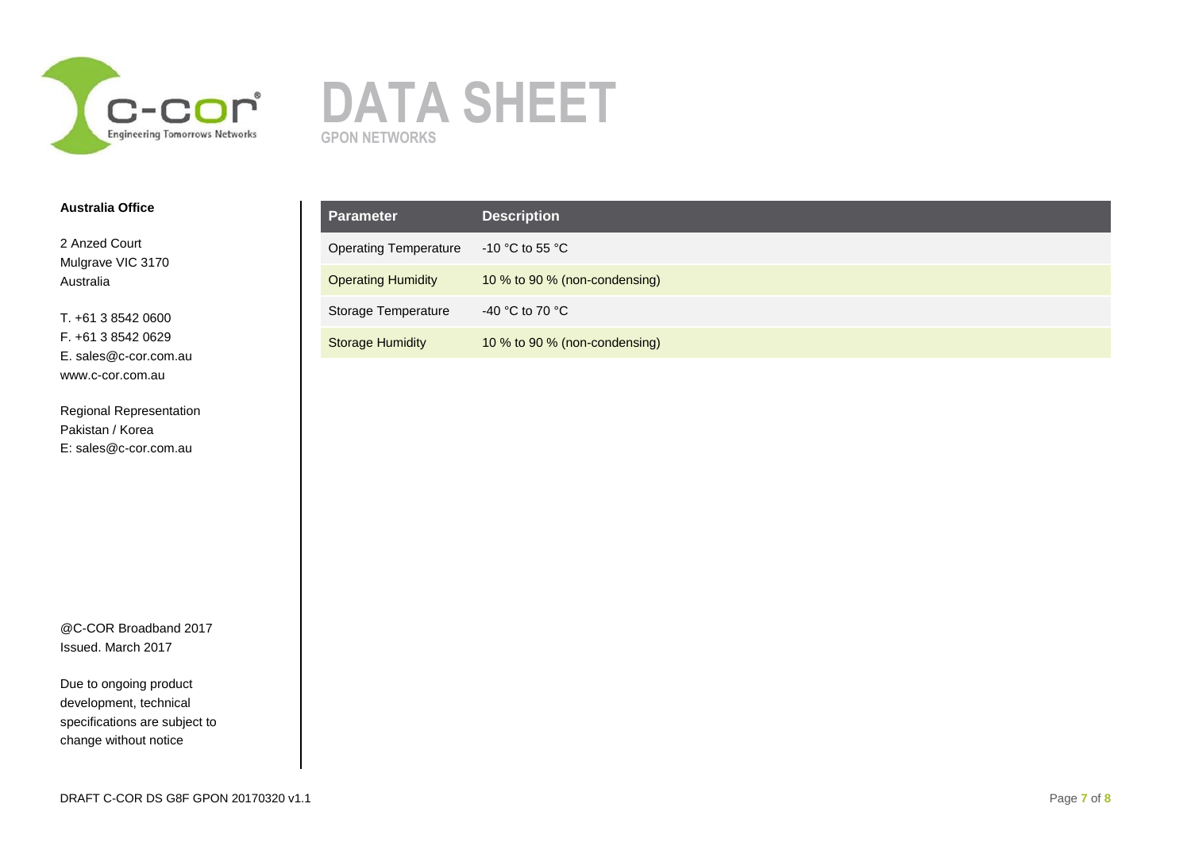# DATA SHEET

GPON NETWORKS

**Australia Office**

2 Anzed Court
Mulgrave VIC 3170
Australia

T. +61 3 8542 0600
F. +61 3 8542 0629
E. sales@c-cor.com.au
www.c-cor.com.au

Regional Representation
Pakistan / Korea
E: sales@c-cor.com.au

@C-COR Broadband 2017
Issued. March 2017

Due to ongoing product development, technical specifications are subject to change without notice

| Parameter | Description |
|---|---|
| Operating Temperature | -10 °C to 55 °C |
| Operating Humidity | 10 % to 90 % (non-condensing) |
| Storage Temperature | -40 °C to 70 °C |
| Storage Humidity | 10 % to 90 % (non-condensing) |

DRAFT C-COR DS G8F GPON 20170320 v1.1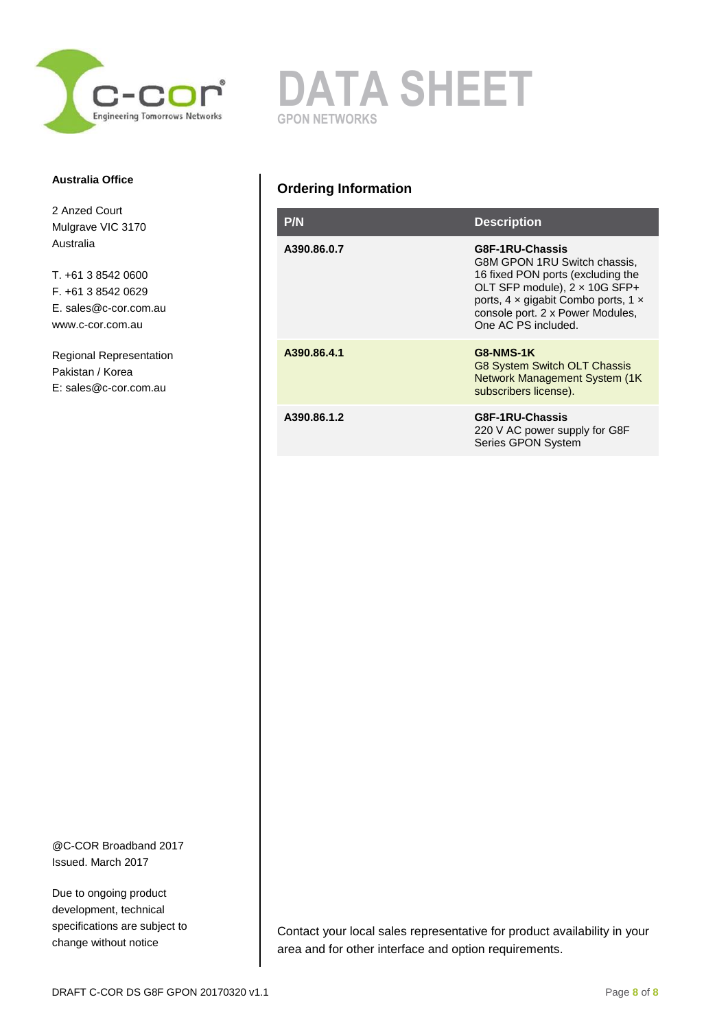# DATA SHEET

GPON NETWORKS

**Australia Office**

2 Anzed Court
Mulgrave VIC 3170
Australia

T. +61 3 8542 0600
F. +61 3 8542 0629
E. sales@c-cor.com.au
www.c-cor.com.au

Regional Representation
Pakistan / Korea
E: sales@c-cor.com.au

## Ordering Information

| P/N | Description |
|---|---|
| **A390.86.0.7** | **G8F-1RU-Chassis** G8M GPON 1RU Switch chassis, 16 fixed PON ports (excluding the OLT SFP module), 2 × 10G SFP+ ports, 4 × gigabit Combo ports, 1 × console port. 2 x Power Modules, One AC PS included. |
| **A390.86.4.1** | **G8-NMS-1K** G8 System Switch OLT Chassis Network Management System (1K subscribers license). |
| **A390.86.1.2** | **G8F-1RU-Chassis** 220 V AC power supply for G8F Series GPON System |

Contact your local sales representative for product availability in your area and for other interface and option requirements.

@C-COR Broadband 2017
Issued. March 2017

Due to ongoing product development, technical specifications are subject to change without notice

DRAFT C-COR DS G8F GPON 20170320 v1.1